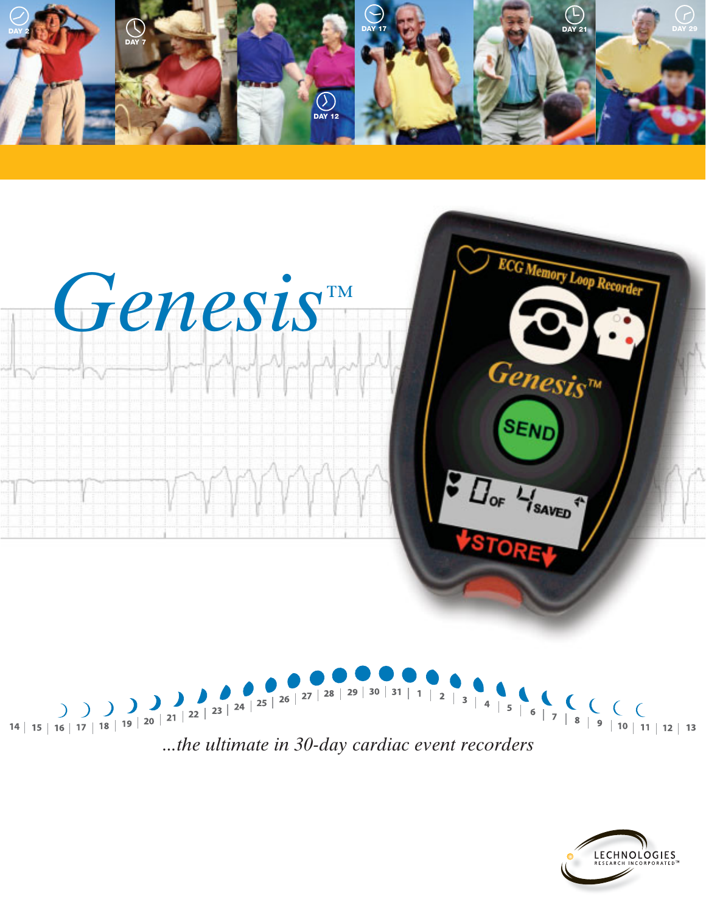# Genesis™

*...the ultimate in 30-day cardiac event recorders*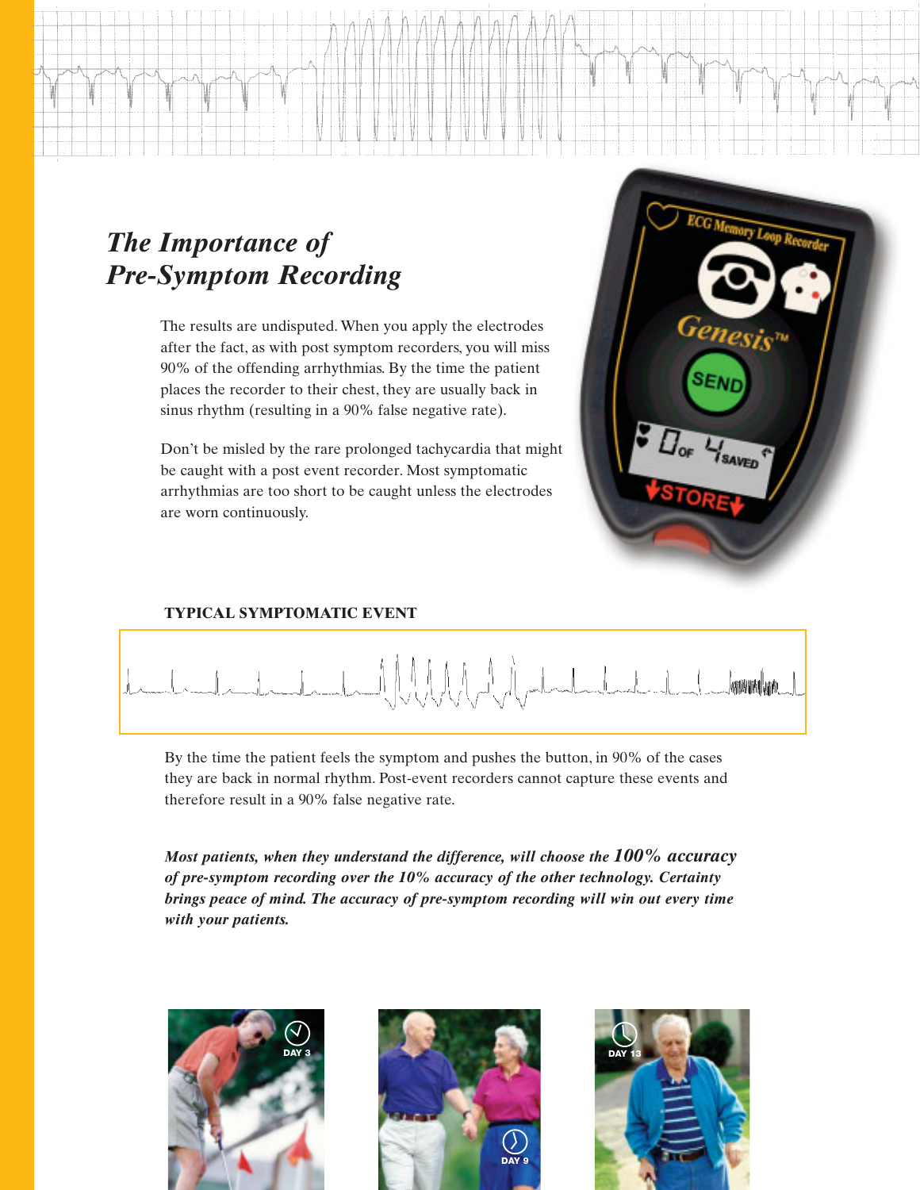## *The Importance of Pre-Symptom Recording*

The results are undisputed. When you apply the electrodes after the fact, as with post symptom recorders, you will miss 90% of the offending arrhythmias. By the time the patient places the recorder to their chest, they are usually back in sinus rhythm (resulting in a 90% false negative rate).

Don't be misled by the rare prolonged tachycardia that might be caught with a post event recorder. Most symptomatic arrhythmias are too short to be caught unless the electrodes are worn continuously.

**TYPICAL SYMPTOMATIC EVENT**

By the time the patient feels the symptom and pushes the button, in 90% of the cases they are back in normal rhythm. Post-event recorders cannot capture these events and therefore result in a 90% false negative rate.

***Most patients, when they understand the difference, will choose the 100% accuracy of pre-symptom recording over the 10% accuracy of the other technology. Certainty brings peace of mind. The accuracy of pre-symptom recording will win out every time with your patients.***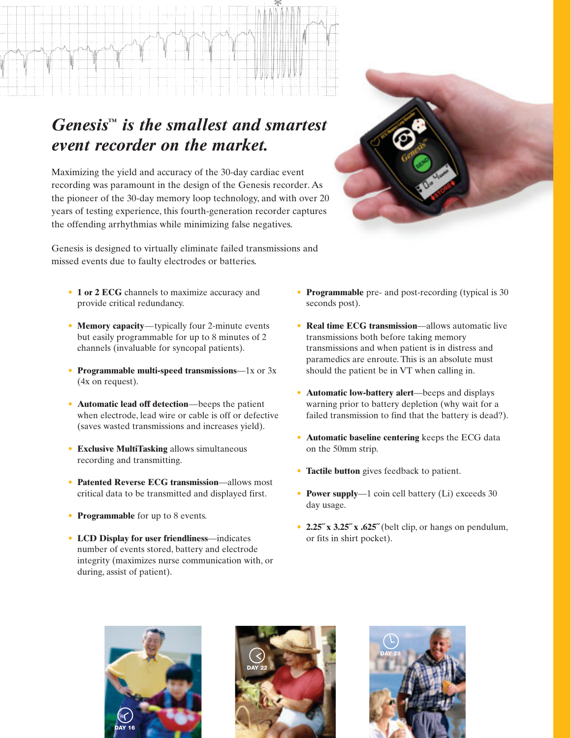# *Genesis™ is the smallest and smartest event recorder on the market.*

Maximizing the yield and accuracy of the 30-day cardiac event recording was paramount in the design of the Genesis recorder. As the pioneer of the 30-day memory loop technology, and with over 20 years of testing experience, this fourth-generation recorder captures the offending arrhythmias while minimizing false negatives.

Genesis is designed to virtually eliminate failed transmissions and missed events due to faulty electrodes or batteries.

- **1 or 2 ECG** channels to maximize accuracy and provide critical redundancy.
- **Memory capacity**—typically four 2-minute events but easily programmable for up to 8 minutes of 2 channels (invaluable for syncopal patients).
- **Programmable multi-speed transmissions**—1x or 3x (4x on request).
- **Automatic lead off detection**—beeps the patient when electrode, lead wire or cable is off or defective (saves wasted transmissions and increases yield).
- **Exclusive MultiTasking** allows simultaneous recording and transmitting.
- **Patented Reverse ECG transmission**—allows most critical data to be transmitted and displayed first.
- **Programmable** for up to 8 events.
- **LCD Display for user friendliness**—indicates number of events stored, battery and electrode integrity (maximizes nurse communication with, or during, assist of patient).
- **Programmable** pre- and post-recording (typical is 30 seconds post).
- **Real time ECG transmission**—allows automatic live transmissions both before taking memory transmissions and when patient is in distress and paramedics are enroute. This is an absolute must should the patient be in VT when calling in.
- **Automatic low-battery alert**—beeps and displays warning prior to battery depletion (why wait for a failed transmission to find that the battery is dead?).
- **Automatic baseline centering** keeps the ECG data on the 50mm strip.
- **Tactile button** gives feedback to patient.
- **Power supply**—1 coin cell battery (Li) exceeds 30 day usage.
- **2.25˝ x 3.25˝ x .625˝** (belt clip, or hangs on pendulum, or fits in shirt pocket).

DAY 16

DAY 22

DAY 28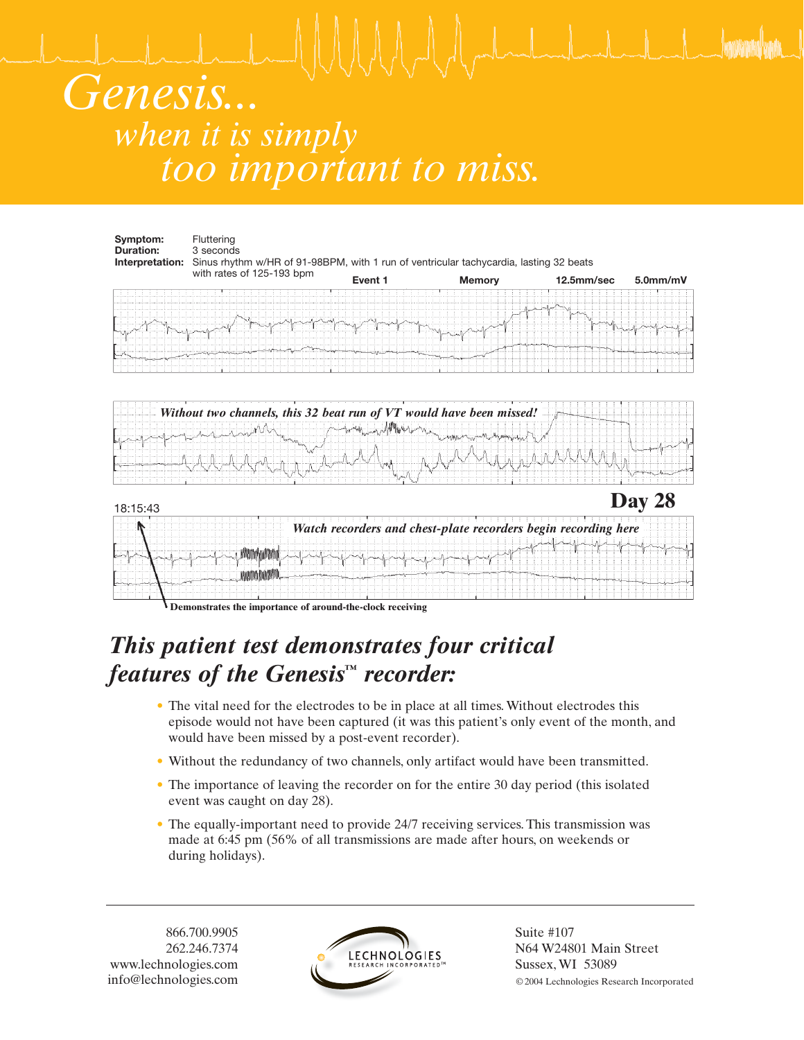# Genesis...

## *when it is simply too important to miss.*

**Symptom:** Fluttering
**Duration:** 3 seconds
**Interpretation:** Sinus rhythm w/HR of 91-98BPM, with 1 run of ventricular tachycardia, lasting 32 beats with rates of 125-193 bpm

Event 1 Memory 12.5mm/sec 5.0mm/mV

*Without two channels, this 32 beat run of VT would have been missed!*

18:15:43

**Day 28**

*Watch recorders and chest-plate recorders begin recording here*

**Demonstrates the importance of around-the-clock receiving**

## *This patient test demonstrates four critical features of the Genesis™ recorder:*

- The vital need for the electrodes to be in place at all times. Without electrodes this episode would not have been captured (it was this patient's only event of the month, and would have been missed by a post-event recorder).
- Without the redundancy of two channels, only artifact would have been transmitted.
- The importance of leaving the recorder on for the entire 30 day period (this isolated event was caught on day 28).
- The equally-important need to provide 24/7 receiving services. This transmission was made at 6:45 pm (56% of all transmissions are made after hours, on weekends or during holidays).

866.700.9905
262.246.7374
www.lechnologies.com
info@lechnologies.com

LECHNOLOGIES RESEARCH INCORPORATED™

Suite #107
N64 W24801 Main Street
Sussex, WI 53089
© 2004 Lechnologies Research Incorporated